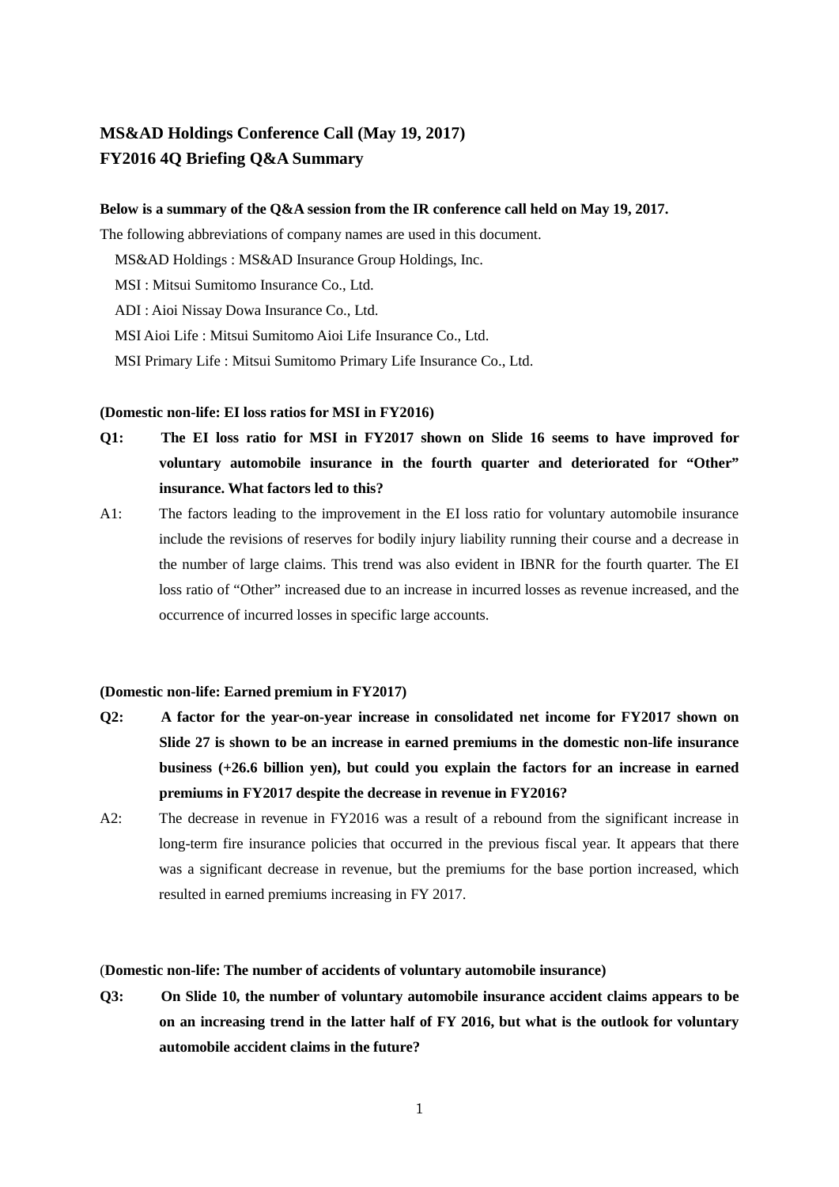## MS&AD Holdings Conference Call (May 19, 2017)
## FY2016 4Q Briefing Q&A Summary

**Below is a summary of the Q&A session from the IR conference call held on May 19, 2017.**

The following abbreviations of company names are used in this document.

MS&AD Holdings : MS&AD Insurance Group Holdings, Inc.

MSI : Mitsui Sumitomo Insurance Co., Ltd.

ADI : Aioi Nissay Dowa Insurance Co., Ltd.

MSI Aioi Life : Mitsui Sumitomo Aioi Life Insurance Co., Ltd.

MSI Primary Life : Mitsui Sumitomo Primary Life Insurance Co., Ltd.

**(Domestic non-life: EI loss ratios for MSI in FY2016)**

**Q1: The EI loss ratio for MSI in FY2017 shown on Slide 16 seems to have improved for voluntary automobile insurance in the fourth quarter and deteriorated for "Other" insurance. What factors led to this?**

A1: The factors leading to the improvement in the EI loss ratio for voluntary automobile insurance include the revisions of reserves for bodily injury liability running their course and a decrease in the number of large claims. This trend was also evident in IBNR for the fourth quarter. The EI loss ratio of "Other" increased due to an increase in incurred losses as revenue increased, and the occurrence of incurred losses in specific large accounts.

**(Domestic non-life: Earned premium in FY2017)**

**Q2: A factor for the year-on-year increase in consolidated net income for FY2017 shown on Slide 27 is shown to be an increase in earned premiums in the domestic non-life insurance business (+26.6 billion yen), but could you explain the factors for an increase in earned premiums in FY2017 despite the decrease in revenue in FY2016?**

A2: The decrease in revenue in FY2016 was a result of a rebound from the significant increase in long-term fire insurance policies that occurred in the previous fiscal year. It appears that there was a significant decrease in revenue, but the premiums for the base portion increased, which resulted in earned premiums increasing in FY 2017.

(**Domestic non-life: The number of accidents of voluntary automobile insurance)**

**Q3: On Slide 10, the number of voluntary automobile insurance accident claims appears to be on an increasing trend in the latter half of FY 2016, but what is the outlook for voluntary automobile accident claims in the future?**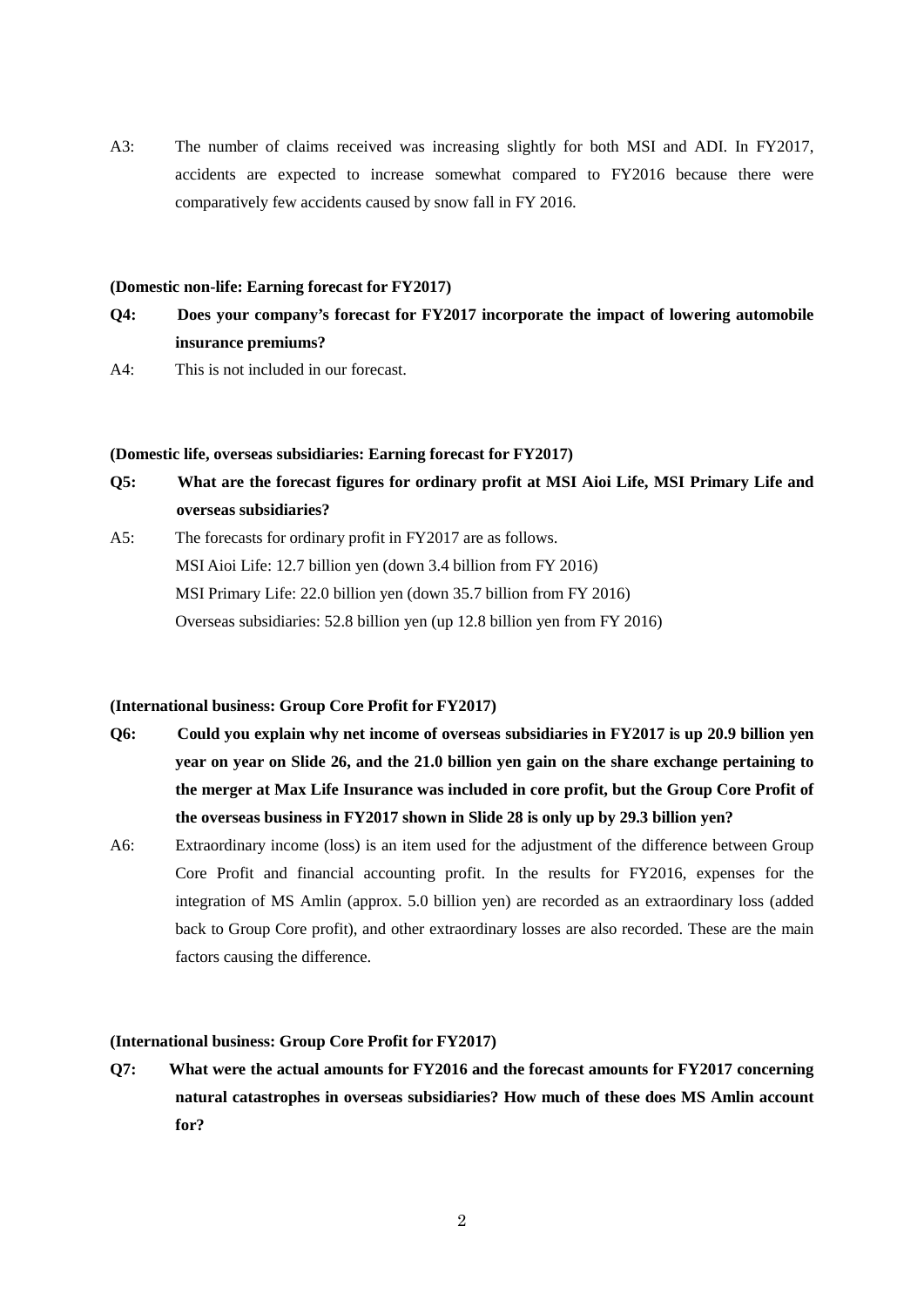A3: The number of claims received was increasing slightly for both MSI and ADI. In FY2017, accidents are expected to increase somewhat compared to FY2016 because there were comparatively few accidents caused by snow fall in FY 2016.

**(Domestic non-life: Earning forecast for FY2017)**

**Q4: Does your company's forecast for FY2017 incorporate the impact of lowering automobile insurance premiums?**

A4: This is not included in our forecast.

**(Domestic life, overseas subsidiaries: Earning forecast for FY2017)**

**Q5: What are the forecast figures for ordinary profit at MSI Aioi Life, MSI Primary Life and overseas subsidiaries?**

A5: The forecasts for ordinary profit in FY2017 are as follows.
MSI Aioi Life: 12.7 billion yen (down 3.4 billion from FY 2016)
MSI Primary Life: 22.0 billion yen (down 35.7 billion from FY 2016)
Overseas subsidiaries: 52.8 billion yen (up 12.8 billion yen from FY 2016)

**(International business: Group Core Profit for FY2017)**

**Q6: Could you explain why net income of overseas subsidiaries in FY2017 is up 20.9 billion yen year on year on Slide 26, and the 21.0 billion yen gain on the share exchange pertaining to the merger at Max Life Insurance was included in core profit, but the Group Core Profit of the overseas business in FY2017 shown in Slide 28 is only up by 29.3 billion yen?**

A6: Extraordinary income (loss) is an item used for the adjustment of the difference between Group Core Profit and financial accounting profit. In the results for FY2016, expenses for the integration of MS Amlin (approx. 5.0 billion yen) are recorded as an extraordinary loss (added back to Group Core profit), and other extraordinary losses are also recorded. These are the main factors causing the difference.

**(International business: Group Core Profit for FY2017)**

**Q7: What were the actual amounts for FY2016 and the forecast amounts for FY2017 concerning natural catastrophes in overseas subsidiaries? How much of these does MS Amlin account for?**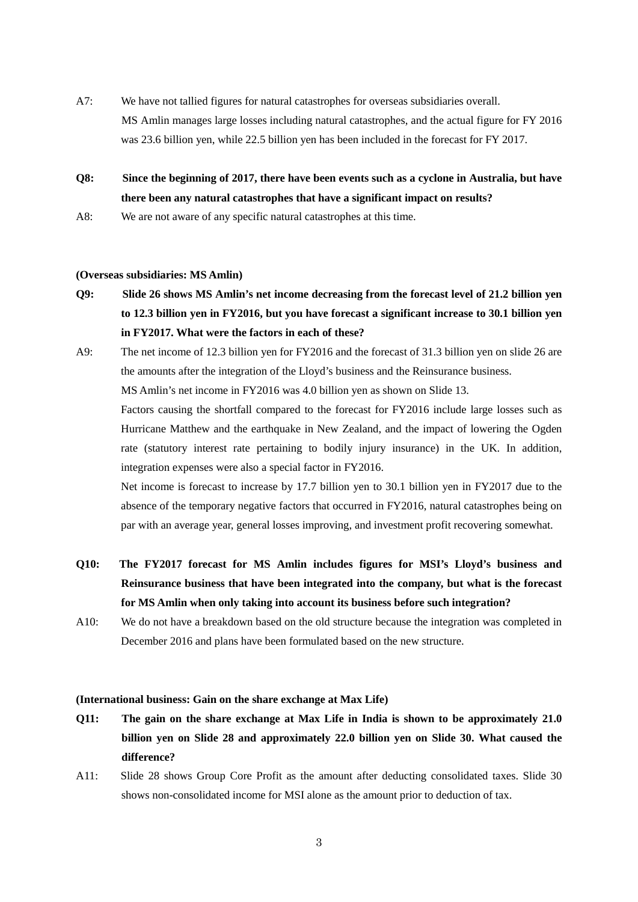A7: We have not tallied figures for natural catastrophes for overseas subsidiaries overall. MS Amlin manages large losses including natural catastrophes, and the actual figure for FY 2016 was 23.6 billion yen, while 22.5 billion yen has been included in the forecast for FY 2017.

**Q8: Since the beginning of 2017, there have been events such as a cyclone in Australia, but have there been any natural catastrophes that have a significant impact on results?**

A8: We are not aware of any specific natural catastrophes at this time.

**(Overseas subsidiaries: MS Amlin)**

**Q9: Slide 26 shows MS Amlin's net income decreasing from the forecast level of 21.2 billion yen to 12.3 billion yen in FY2016, but you have forecast a significant increase to 30.1 billion yen in FY2017. What were the factors in each of these?**

A9: The net income of 12.3 billion yen for FY2016 and the forecast of 31.3 billion yen on slide 26 are the amounts after the integration of the Lloyd's business and the Reinsurance business.

MS Amlin's net income in FY2016 was 4.0 billion yen as shown on Slide 13.

Factors causing the shortfall compared to the forecast for FY2016 include large losses such as Hurricane Matthew and the earthquake in New Zealand, and the impact of lowering the Ogden rate (statutory interest rate pertaining to bodily injury insurance) in the UK. In addition, integration expenses were also a special factor in FY2016.

Net income is forecast to increase by 17.7 billion yen to 30.1 billion yen in FY2017 due to the absence of the temporary negative factors that occurred in FY2016, natural catastrophes being on par with an average year, general losses improving, and investment profit recovering somewhat.

**Q10: The FY2017 forecast for MS Amlin includes figures for MSI's Lloyd's business and Reinsurance business that have been integrated into the company, but what is the forecast for MS Amlin when only taking into account its business before such integration?**

A10: We do not have a breakdown based on the old structure because the integration was completed in December 2016 and plans have been formulated based on the new structure.

**(International business: Gain on the share exchange at Max Life)**

**Q11: The gain on the share exchange at Max Life in India is shown to be approximately 21.0 billion yen on Slide 28 and approximately 22.0 billion yen on Slide 30. What caused the difference?**

A11: Slide 28 shows Group Core Profit as the amount after deducting consolidated taxes. Slide 30 shows non-consolidated income for MSI alone as the amount prior to deduction of tax.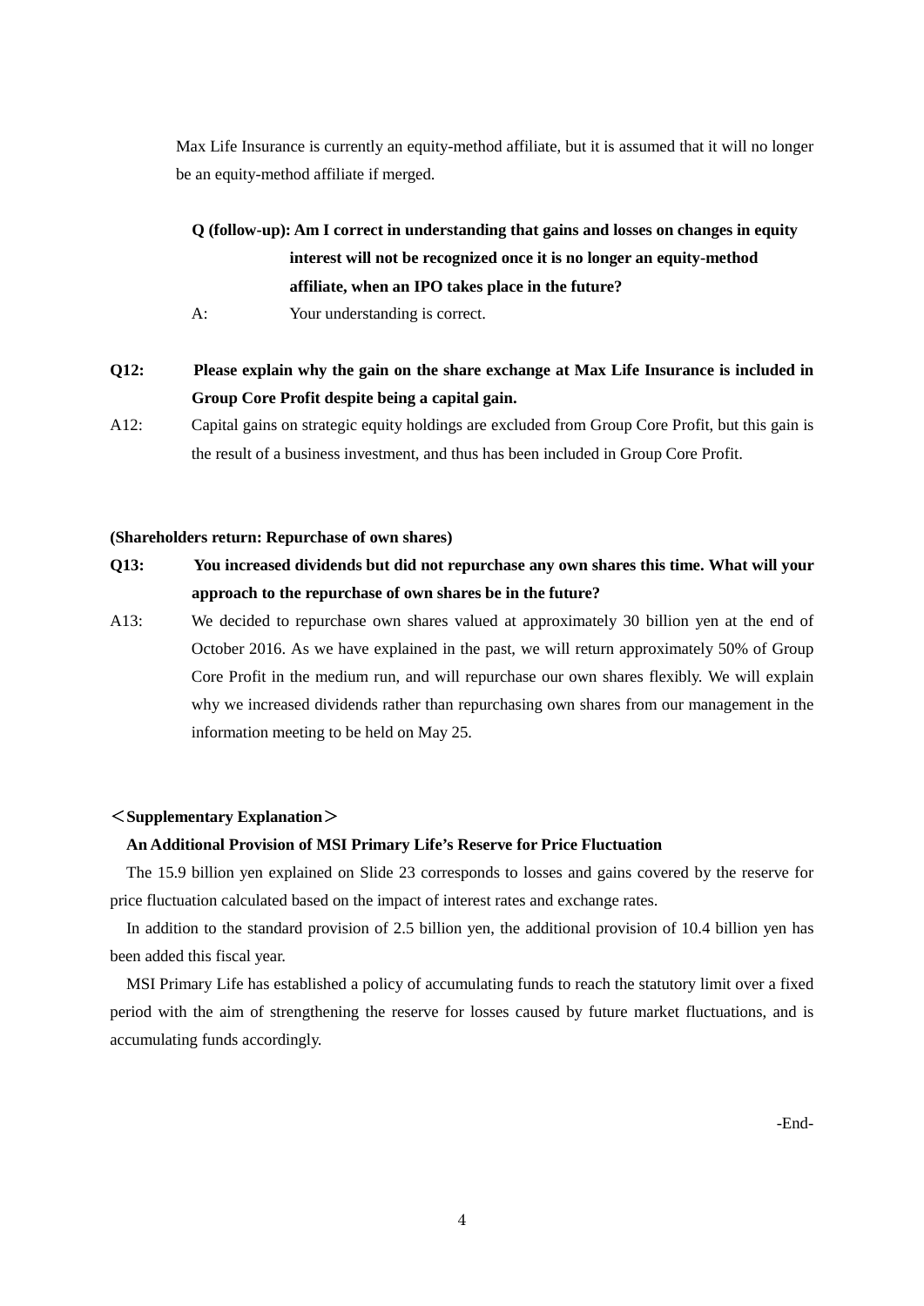Max Life Insurance is currently an equity-method affiliate, but it is assumed that it will no longer be an equity-method affiliate if merged.

**Q (follow-up): Am I correct in understanding that gains and losses on changes in equity interest will not be recognized once it is no longer an equity-method affiliate, when an IPO takes place in the future?**

A: Your understanding is correct.

**Q12: Please explain why the gain on the share exchange at Max Life Insurance is included in Group Core Profit despite being a capital gain.**

A12: Capital gains on strategic equity holdings are excluded from Group Core Profit, but this gain is the result of a business investment, and thus has been included in Group Core Profit.

**(Shareholders return: Repurchase of own shares)**

**Q13: You increased dividends but did not repurchase any own shares this time. What will your approach to the repurchase of own shares be in the future?**

A13: We decided to repurchase own shares valued at approximately 30 billion yen at the end of October 2016. As we have explained in the past, we will return approximately 50% of Group Core Profit in the medium run, and will repurchase our own shares flexibly. We will explain why we increased dividends rather than repurchasing own shares from our management in the information meeting to be held on May 25.

**＜Supplementary Explanation＞**

**An Additional Provision of MSI Primary Life's Reserve for Price Fluctuation**

The 15.9 billion yen explained on Slide 23 corresponds to losses and gains covered by the reserve for price fluctuation calculated based on the impact of interest rates and exchange rates.

In addition to the standard provision of 2.5 billion yen, the additional provision of 10.4 billion yen has been added this fiscal year.

MSI Primary Life has established a policy of accumulating funds to reach the statutory limit over a fixed period with the aim of strengthening the reserve for losses caused by future market fluctuations, and is accumulating funds accordingly.

-End-